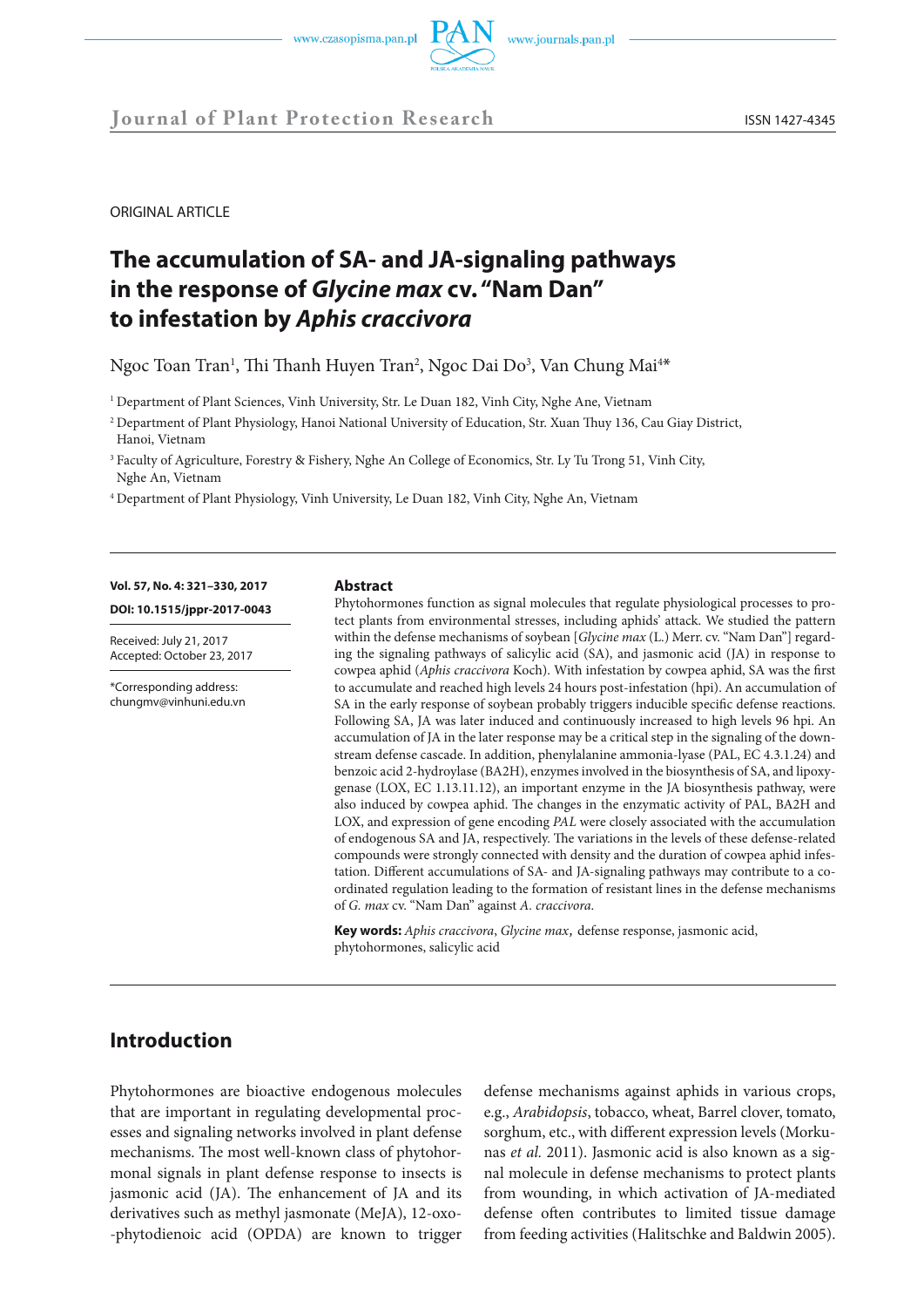ORIGINAL ARTICLE

# The accumulation of SA- and JA-signaling pathways in the response of *Glycine max* cv. "Nam Dan" to infestation by *Aphis craccivora*

Ngoc Toan Tran[1], Thi Thanh Huyen Tran[2], Ngoc Dai Do[3], Van Chung Mai[4]*

[1] Department of Plant Sciences, Vinh University, Str. Le Duan 182, Vinh City, Nghe Ane, Vietnam

[2] Department of Plant Physiology, Hanoi National University of Education, Str. Xuan Thuy 136, Cau Giay District, Hanoi, Vietnam

[3] Faculty of Agriculture, Forestry & Fishery, Nghe An College of Economics, Str. Ly Tu Trong 51, Vinh City, Nghe An, Vietnam

[4] Department of Plant Physiology, Vinh University, Le Duan 182, Vinh City, Nghe An, Vietnam

**Vol. 57, No. 4: 321–330, 2017**

**DOI: 10.1515/jppr-2017-0043**

Received: July 21, 2017
Accepted: October 23, 2017

*Corresponding address:
chungmv@vinhuni.edu.vn

## Abstract

Phytohormones function as signal molecules that regulate physiological processes to protect plants from environmental stresses, including aphids' attack. We studied the pattern within the defense mechanisms of soybean [*Glycine max* (L.) Merr. cv. "Nam Dan"] regarding the signaling pathways of salicylic acid (SA), and jasmonic acid (JA) in response to cowpea aphid (*Aphis craccivora* Koch). With infestation by cowpea aphid, SA was the first to accumulate and reached high levels 24 hours post-infestation (hpi). An accumulation of SA in the early response of soybean probably triggers inducible specific defense reactions. Following SA, JA was later induced and continuously increased to high levels 96 hpi. An accumulation of JA in the later response may be a critical step in the signaling of the downstream defense cascade. In addition, phenylalanine ammonia-lyase (PAL, EC 4.3.1.24) and benzoic acid 2-hydroylase (BA2H), enzymes involved in the biosynthesis of SA, and lipoxygenase (LOX, EC 1.13.11.12), an important enzyme in the JA biosynthesis pathway, were also induced by cowpea aphid. The changes in the enzymatic activity of PAL, BA2H and LOX, and expression of gene encoding *PAL* were closely associated with the accumulation of endogenous SA and JA, respectively. The variations in the levels of these defense-related compounds were strongly connected with density and the duration of cowpea aphid infestation. Different accumulations of SA- and JA-signaling pathways may contribute to a coordinated regulation leading to the formation of resistant lines in the defense mechanisms of *G. max* cv. "Nam Dan" against *A. craccivora*.

**Key words:** *Aphis craccivora*, *Glycine max*, defense response, jasmonic acid, phytohormones, salicylic acid

## Introduction

Phytohormones are bioactive endogenous molecules that are important in regulating developmental processes and signaling networks involved in plant defense mechanisms. The most well-known class of phytohormonal signals in plant defense response to insects is jasmonic acid (JA). The enhancement of JA and its derivatives such as methyl jasmonate (MeJA), 12-oxo-phytodienoic acid (OPDA) are known to trigger defense mechanisms against aphids in various crops, e.g., *Arabidopsis*, tobacco, wheat, Barrel clover, tomato, sorghum, etc., with different expression levels (Morkunas *et al.* 2011). Jasmonic acid is also known as a signal molecule in defense mechanisms to protect plants from wounding, in which activation of JA-mediated defense often contributes to limited tissue damage from feeding activities (Halitschke and Baldwin 2005).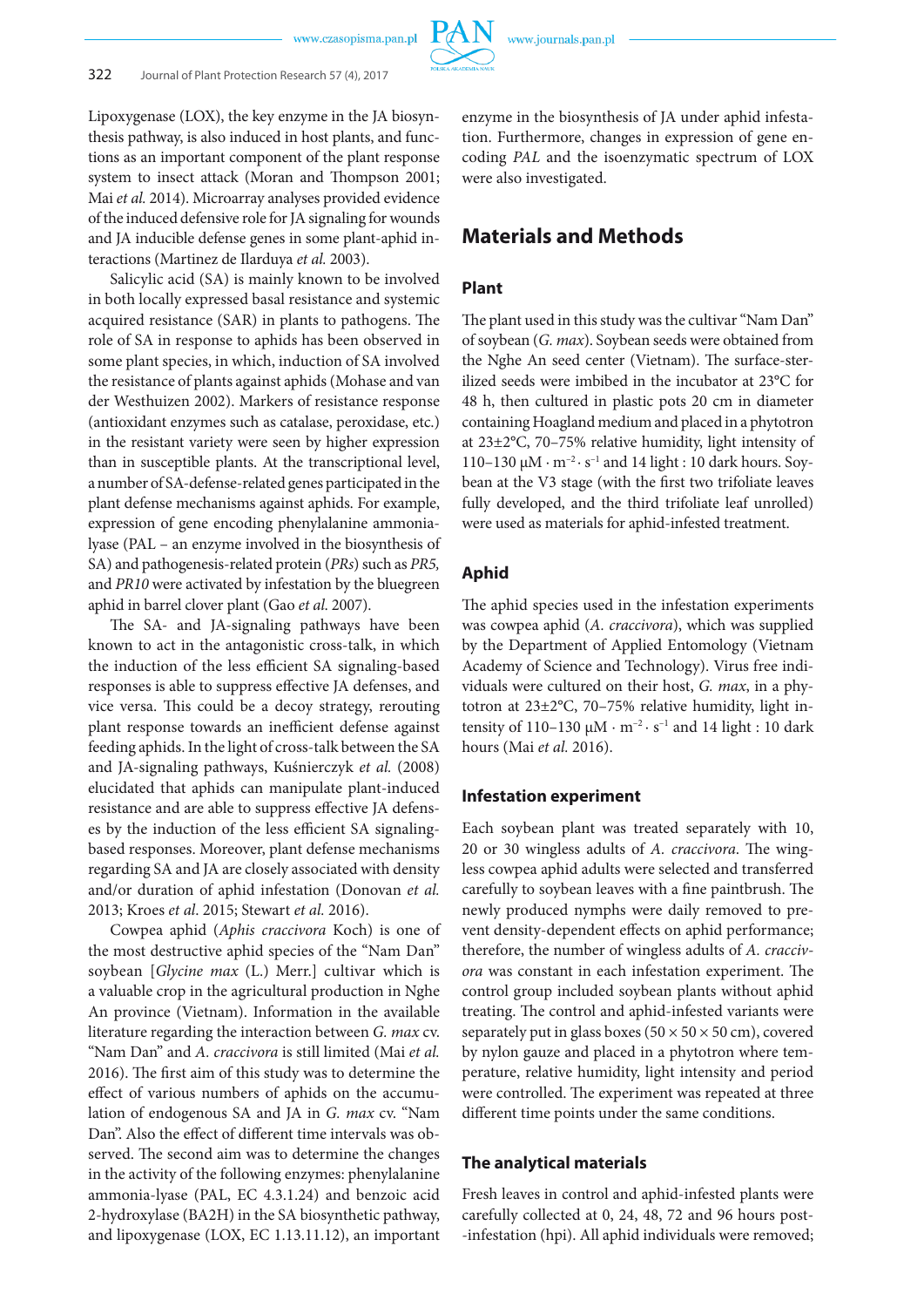Lipoxygenase (LOX), the key enzyme in the JA biosynthesis pathway, is also induced in host plants, and functions as an important component of the plant response system to insect attack (Moran and Thompson 2001; Mai *et al.* 2014). Microarray analyses provided evidence of the induced defensive role for JA signaling for wounds and JA inducible defense genes in some plant-aphid interactions (Martinez de Ilarduya *et al.* 2003).

Salicylic acid (SA) is mainly known to be involved in both locally expressed basal resistance and systemic acquired resistance (SAR) in plants to pathogens. The role of SA in response to aphids has been observed in some plant species, in which, induction of SA involved the resistance of plants against aphids (Mohase and van der Westhuizen 2002). Markers of resistance response (antioxidant enzymes such as catalase, peroxidase, etc.) in the resistant variety were seen by higher expression than in susceptible plants. At the transcriptional level, a number of SA-defense-related genes participated in the plant defense mechanisms against aphids. For example, expression of gene encoding phenylalanine ammonia-lyase (PAL – an enzyme involved in the biosynthesis of SA) and pathogenesis-related protein (*PRs*) such as *PR5,* and *PR10* were activated by infestation by the bluegreen aphid in barrel clover plant (Gao *et al.* 2007).

The SA- and JA-signaling pathways have been known to act in the antagonistic cross-talk, in which the induction of the less efficient SA signaling-based responses is able to suppress effective JA defenses, and vice versa. This could be a decoy strategy, rerouting plant response towards an inefficient defense against feeding aphids. In the light of cross-talk between the SA and JA-signaling pathways, Kuśnierczyk *et al.* (2008) elucidated that aphids can manipulate plant-induced resistance and are able to suppress effective JA defenses by the induction of the less efficient SA signaling-based responses. Moreover, plant defense mechanisms regarding SA and JA are closely associated with density and/or duration of aphid infestation (Donovan *et al.* 2013; Kroes *et al.* 2015; Stewart *et al.* 2016).

Cowpea aphid (*Aphis craccivora* Koch) is one of the most destructive aphid species of the "Nam Dan" soybean [*Glycine max* (L.) Merr.] cultivar which is a valuable crop in the agricultural production in Nghe An province (Vietnam). Information in the available literature regarding the interaction between *G. max* cv. "Nam Dan" and *A. craccivora* is still limited (Mai *et al.* 2016). The first aim of this study was to determine the effect of various numbers of aphids on the accumulation of endogenous SA and JA in *G. max* cv. "Nam Dan". Also the effect of different time intervals was observed. The second aim was to determine the changes in the activity of the following enzymes: phenylalanine ammonia-lyase (PAL, EC 4.3.1.24) and benzoic acid 2-hydroxylase (BA2H) in the SA biosynthetic pathway, and lipoxygenase (LOX, EC 1.13.11.12), an important enzyme in the biosynthesis of JA under aphid infestation. Furthermore, changes in expression of gene encoding *PAL* and the isoenzymatic spectrum of LOX were also investigated.

## Materials and Methods

### Plant

The plant used in this study was the cultivar "Nam Dan" of soybean (*G. max*). Soybean seeds were obtained from the Nghe An seed center (Vietnam). The surface-sterilized seeds were imbibed in the incubator at 23°C for 48 h, then cultured in plastic pots 20 cm in diameter containing Hoagland medium and placed in a phytotron at 23±2°C, 70–75% relative humidity, light intensity of 110–130 $\mu M \cdot m^{-2} \cdot s^{-1}$ and 14 light : 10 dark hours. Soybean at the V3 stage (with the first two trifoliate leaves fully developed, and the third trifoliate leaf unrolled) were used as materials for aphid-infested treatment.

### Aphid

The aphid species used in the infestation experiments was cowpea aphid (*A. craccivora*), which was supplied by the Department of Applied Entomology (Vietnam Academy of Science and Technology). Virus free individuals were cultured on their host, *G. max*, in a phytotron at 23±2°C, 70–75% relative humidity, light intensity of 110–130 $\mu M \cdot m^{-2} \cdot s^{-1}$ and 14 light : 10 dark hours (Mai *et al.* 2016).

### Infestation experiment

Each soybean plant was treated separately with 10, 20 or 30 wingless adults of *A. craccivora.* The wingless cowpea aphid adults were selected and transferred carefully to soybean leaves with a fine paintbrush. The newly produced nymphs were daily removed to prevent density-dependent effects on aphid performance; therefore, the number of wingless adults of *A. craccivora* was constant in each infestation experiment. The control group included soybean plants without aphid treating. The control and aphid-infested variants were separately put in glass boxes (50 × 50 × 50 cm), covered by nylon gauze and placed in a phytotron where temperature, relative humidity, light intensity and period were controlled. The experiment was repeated at three different time points under the same conditions.

### The analytical materials

Fresh leaves in control and aphid-infested plants were carefully collected at 0, 24, 48, 72 and 96 hours post-infestation (hpi). All aphid individuals were removed;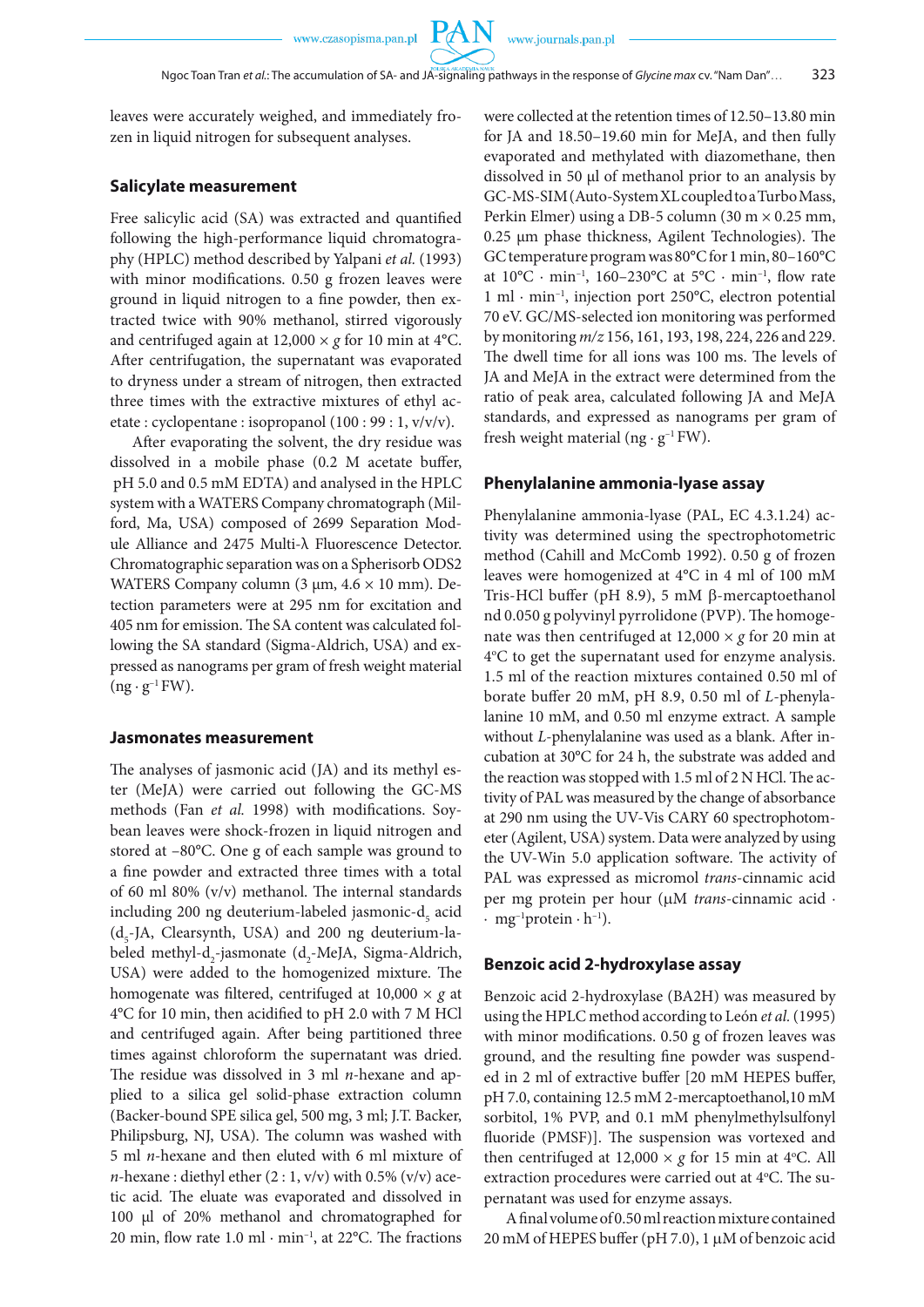leaves were accurately weighed, and immediately frozen in liquid nitrogen for subsequent analyses.

## Salicylate measurement

Free salicylic acid (SA) was extracted and quantified following the high-performance liquid chromatography (HPLC) method described by Yalpani *et al.* (1993) with minor modifications. 0.50 g frozen leaves were ground in liquid nitrogen to a fine powder, then extracted twice with 90% methanol, stirred vigorously and centrifuged again at 12,000 × *g* for 10 min at 4°C. After centrifugation, the supernatant was evaporated to dryness under a stream of nitrogen, then extracted three times with the extractive mixtures of ethyl acetate : cyclopentane : isopropanol (100 : 99 : 1, v/v/v).

After evaporating the solvent, the dry residue was dissolved in a mobile phase (0.2 M acetate buffer, pH 5.0 and 0.5 mM EDTA) and analysed in the HPLC system with a WATERS Company chromatograph (Milford, Ma, USA) composed of 2699 Separation Module Alliance and 2475 Multi-λ Fluorescence Detector. Chromatographic separation was on a Spherisorb ODS2 WATERS Company column (3 μm, 4.6 × 10 mm). Detection parameters were at 295 nm for excitation and 405 nm for emission. The SA content was calculated following the SA standard (Sigma-Aldrich, USA) and expressed as nanograms per gram of fresh weight material ($ng \cdot g^{-1}$ FW).

## Jasmonates measurement

The analyses of jasmonic acid (JA) and its methyl ester (MeJA) were carried out following the GC-MS methods (Fan *et al.* 1998) with modifications. Soybean leaves were shock-frozen in liquid nitrogen and stored at –80°C. One g of each sample was ground to a fine powder and extracted three times with a total of 60 ml 80% (v/v) methanol. The internal standards including 200 ng deuterium-labeled jasmonic-$d_5$ acid ($d_5$-JA, Clearsynth, USA) and 200 ng deuterium-labeled methyl-$d_2$-jasmonate ($d_2$-MeJA, Sigma-Aldrich, USA) were added to the homogenized mixture. The homogenate was filtered, centrifuged at 10,000 × *g* at 4°C for 10 min, then acidified to pH 2.0 with 7 M HCl and centrifuged again. After being partitioned three times against chloroform the supernatant was dried. The residue was dissolved in 3 ml *n*-hexane and applied to a silica gel solid-phase extraction column (Backer-bound SPE silica gel, 500 mg, 3 ml; J.T. Backer, Philipsburg, NJ, USA). The column was washed with 5 ml *n*-hexane and then eluted with 6 ml mixture of *n*-hexane : diethyl ether (2 : 1, v/v) with 0.5% (v/v) acetic acid. The eluate was evaporated and dissolved in 100 μl of 20% methanol and chromatographed for 20 min, flow rate 1.0 $ml \cdot min^{-1}$, at 22°C. The fractions were collected at the retention times of 12.50–13.80 min for JA and 18.50–19.60 min for MeJA, and then fully evaporated and methylated with diazomethane, then dissolved in 50 μl of methanol prior to an analysis by GC-MS-SIM (Auto-System XL coupled to a Turbo Mass, Perkin Elmer) using a DB-5 column (30 m × 0.25 mm, 0.25 μm phase thickness, Agilent Technologies). The GC temperature program was 80°C for 1 min, 80–160°C at 10°C $\cdot$ $min^{-1}$, 160–230°C at 5°C $\cdot$ $min^{-1}$, flow rate 1 ml $\cdot$ $min^{-1}$, injection port 250°C, electron potential 70 eV. GC/MS-selected ion monitoring was performed by monitoring *m/z* 156, 161, 193, 198, 224, 226 and 229. The dwell time for all ions was 100 ms. The levels of JA and MeJA in the extract were determined from the ratio of peak area, calculated following JA and MeJA standards, and expressed as nanograms per gram of fresh weight material ($ng \cdot g^{-1}$ FW).

## Phenylalanine ammonia-lyase assay

Phenylalanine ammonia-lyase (PAL, EC 4.3.1.24) activity was determined using the spectrophotometric method (Cahill and McComb 1992). 0.50 g of frozen leaves were homogenized at 4°C in 4 ml of 100 mM Tris-HCl buffer (pH 8.9), 5 mM β-mercaptoethanol nd 0.050 g polyvinyl pyrrolidone (PVP). The homogenate was then centrifuged at 12,000 × *g* for 20 min at 4°C to get the supernatant used for enzyme analysis. 1.5 ml of the reaction mixtures contained 0.50 ml of borate buffer 20 mM, pH 8.9, 0.50 ml of *L*-phenylalanine 10 mM, and 0.50 ml enzyme extract. A sample without *L*-phenylalanine was used as a blank. After incubation at 30°C for 24 h, the substrate was added and the reaction was stopped with 1.5 ml of 2 N HCl. The activity of PAL was measured by the change of absorbance at 290 nm using the UV-Vis CARY 60 spectrophotometer (Agilent, USA) system. Data were analyzed by using the UV-Win 5.0 application software. The activity of PAL was expressed as micromol *trans*-cinnamic acid per mg protein per hour (μM *trans*-cinnamic acid $\cdot$ $mg^{-1}$protein $\cdot$ $h^{-1}$).

## Benzoic acid 2-hydroxylase assay

Benzoic acid 2-hydroxylase (BA2H) was measured by using the HPLC method according to León *et al.* (1995) with minor modifications. 0.50 g of frozen leaves was ground, and the resulting fine powder was suspended in 2 ml of extractive buffer [20 mM HEPES buffer, pH 7.0, containing 12.5 mM 2-mercaptoethanol,10 mM sorbitol, 1% PVP, and 0.1 mM phenylmethylsulfonyl fluoride (PMSF)]. The suspension was vortexed and then centrifuged at 12,000 × *g* for 15 min at 4°C. All extraction procedures were carried out at 4°C. The supernatant was used for enzyme assays.

A final volume of 0.50 ml reaction mixture contained 20 mM of HEPES buffer (pH 7.0), 1 μM of benzoic acid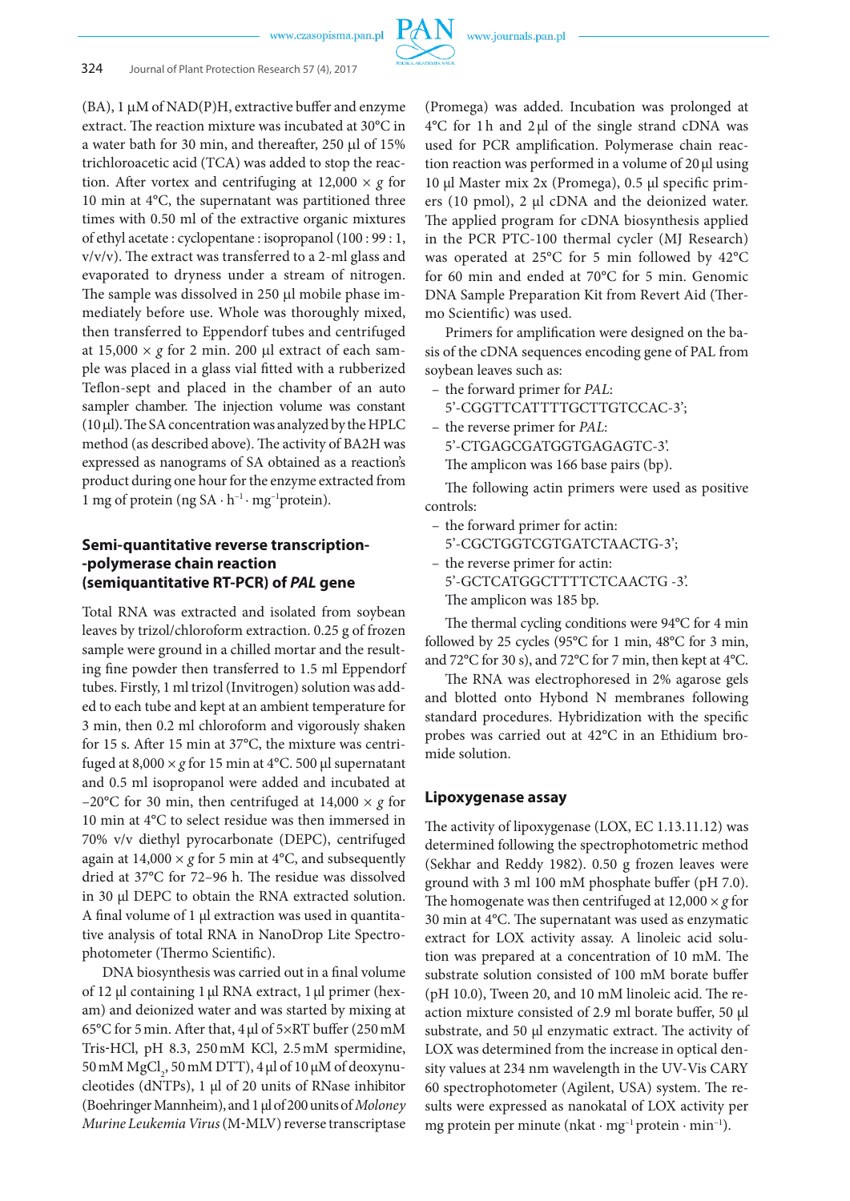(BA), 1 µM of NAD(P)H, extractive buffer and enzyme extract. The reaction mixture was incubated at 30°C in a water bath for 30 min, and thereafter, 250 µl of 15% trichloroacetic acid (TCA) was added to stop the reaction. After vortex and centrifuging at 12,000 × *g* for 10 min at 4°C, the supernatant was partitioned three times with 0.50 ml of the extractive organic mixtures of ethyl acetate : cyclopentane : isopropanol (100 : 99 : 1, v/v/v). The extract was transferred to a 2-ml glass and evaporated to dryness under a stream of nitrogen. The sample was dissolved in 250 µl mobile phase immediately before use. Whole was thoroughly mixed, then transferred to Eppendorf tubes and centrifuged at 15,000 × *g* for 2 min. 200 µl extract of each sample was placed in a glass vial fitted with a rubberized Teflon-sept and placed in the chamber of an auto sampler chamber. The injection volume was constant (10 µl). The SA concentration was analyzed by the HPLC method (as described above). The activity of BA2H was expressed as nanograms of SA obtained as a reaction's product during one hour for the enzyme extracted from 1 mg of protein (ng SA · $h^{-1}$ · $mg^{-1}$protein).

## Semi-quantitative reverse transcription--polymerase chain reaction (semiquantitative RT-PCR) of *PAL* gene

Total RNA was extracted and isolated from soybean leaves by trizol/chloroform extraction. 0.25 g of frozen sample were ground in a chilled mortar and the resulting fine powder then transferred to 1.5 ml Eppendorf tubes. Firstly, 1 ml trizol (Invitrogen) solution was added to each tube and kept at an ambient temperature for 3 min, then 0.2 ml chloroform and vigorously shaken for 15 s. After 15 min at 37°C, the mixture was centrifuged at 8,000 × *g* for 15 min at 4°C. 500 µl supernatant and 0.5 ml isopropanol were added and incubated at −20°C for 30 min, then centrifuged at 14,000 × *g* for 10 min at 4°C to select residue was then immersed in 70% v/v diethyl pyrocarbonate (DEPC), centrifuged again at 14,000 × *g* for 5 min at 4°C, and subsequently dried at 37°C for 72–96 h. The residue was dissolved in 30 µl DEPC to obtain the RNA extracted solution. A final volume of 1 µl extraction was used in quantitative analysis of total RNA in NanoDrop Lite Spectrophotometer (Thermo Scientific).

DNA biosynthesis was carried out in a final volume of 12 µl containing 1 µl RNA extract, 1 µl primer (hexam) and deionized water and was started by mixing at 65°C for 5 min. After that, 4 µl of 5×RT buffer (250 mM Tris-HCl, pH 8.3, 250 mM KCl, 2.5 mM spermidine, 50 mM $MgCl_2$, 50 mM DTT), 4 µl of 10 µM of deoxynucleotides (dNTPs), 1 µl of 20 units of RNase inhibitor (Boehringer Mannheim), and 1 µl of 200 units of *Moloney Murine Leukemia Virus* (M-MLV) reverse transcriptase (Promega) was added. Incubation was prolonged at 4°C for 1 h and 2 µl of the single strand cDNA was used for PCR amplification. Polymerase chain reaction reaction was performed in a volume of 20 µl using 10 µl Master mix 2x (Promega), 0.5 µl specific primers (10 pmol), 2 µl cDNA and the deionized water. The applied program for cDNA biosynthesis applied in the PCR PTC-100 thermal cycler (MJ Research) was operated at 25°C for 5 min followed by 42°C for 60 min and ended at 70°C for 5 min. Genomic DNA Sample Preparation Kit from Revert Aid (Thermo Scientific) was used.

Primers for amplification were designed on the basis of the cDNA sequences encoding gene of PAL from soybean leaves such as:

- the forward primer for *PAL*:
  5'-CGGTTCATTTTGCTTGTCCAC-3';
- the reverse primer for *PAL*:
  5'-CTGAGCGATGGTGAGAGTC-3'.
  The amplicon was 166 base pairs (bp).

The following actin primers were used as positive controls:

- the forward primer for actin:
  5'-CGCTGGTCGTGATCTAACTG-3';
- the reverse primer for actin:
  5'-GCTCATGGCTTTTCTCAACTG -3'.
  The amplicon was 185 bp.

The thermal cycling conditions were 94°C for 4 min followed by 25 cycles (95°C for 1 min, 48°C for 3 min, and 72°C for 30 s), and 72°C for 7 min, then kept at 4°C.

The RNA was electrophoresed in 2% agarose gels and blotted onto Hybond N membranes following standard procedures. Hybridization with the specific probes was carried out at 42°C in an Ethidium bromide solution.

## Lipoxygenase assay

The activity of lipoxygenase (LOX, EC 1.13.11.12) was determined following the spectrophotometric method (Sekhar and Reddy 1982). 0.50 g frozen leaves were ground with 3 ml 100 mM phosphate buffer (pH 7.0). The homogenate was then centrifuged at 12,000 × *g* for 30 min at 4°C. The supernatant was used as enzymatic extract for LOX activity assay. A linoleic acid solution was prepared at a concentration of 10 mM. The substrate solution consisted of 100 mM borate buffer (pH 10.0), Tween 20, and 10 mM linoleic acid. The reaction mixture consisted of 2.9 ml borate buffer, 50 µl substrate, and 50 µl enzymatic extract. The activity of LOX was determined from the increase in optical density values at 234 nm wavelength in the UV-Vis CARY 60 spectrophotometer (Agilent, USA) system. The results were expressed as nanokatal of LOX activity per mg protein per minute (nkat · $mg^{-1}$ protein · $min^{-1}$).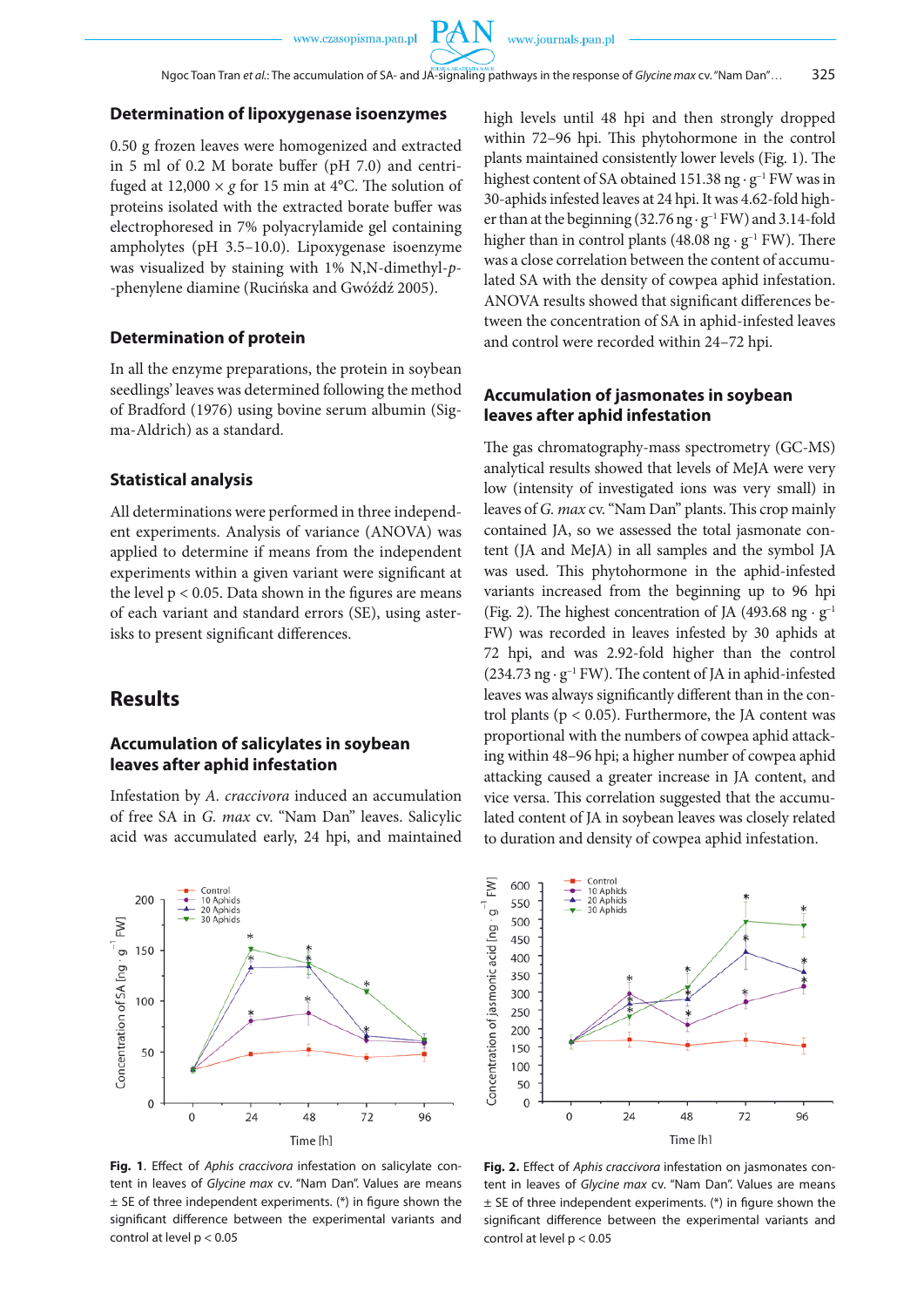### Determination of lipoxygenase isoenzymes

0.50 g frozen leaves were homogenized and extracted in 5 ml of 0.2 M borate buffer (pH 7.0) and centrifuged at 12,000 × *g* for 15 min at 4°C. The solution of proteins isolated with the extracted borate buffer was electrophoresed in 7% polyacrylamide gel containing ampholytes (pH 3.5–10.0). Lipoxygenase isoenzyme was visualized by staining with 1% N,N-dimethyl-*p*--phenylene diamine (Rucińska and Gwóźdź 2005).

### Determination of protein

In all the enzyme preparations, the protein in soybean seedlings' leaves was determined following the method of Bradford (1976) using bovine serum albumin (Sigma-Aldrich) as a standard.

### Statistical analysis

All determinations were performed in three independent experiments. Analysis of variance (ANOVA) was applied to determine if means from the independent experiments within a given variant were significant at the level $p < 0.05$. Data shown in the figures are means of each variant and standard errors (SE), using asterisks to present significant differences.

## Results

### Accumulation of salicylates in soybean leaves after aphid infestation

Infestation by *A. craccivora* induced an accumulation of free SA in *G. max* cv. "Nam Dan" leaves. Salicylic acid was accumulated early, 24 hpi, and maintained high levels until 48 hpi and then strongly dropped within 72–96 hpi. This phytohormone in the control plants maintained consistently lower levels (Fig. 1). The highest content of SA obtained 151.38 ng · g$^{-1}$ FW was in 30-aphids infested leaves at 24 hpi. It was 4.62-fold higher than at the beginning (32.76 ng · g$^{-1}$ FW) and 3.14-fold higher than in control plants (48.08 ng · g$^{-1}$ FW). There was a close correlation between the content of accumulated SA with the density of cowpea aphid infestation. ANOVA results showed that significant differences between the concentration of SA in aphid-infested leaves and control were recorded within 24–72 hpi.

### Accumulation of jasmonates in soybean leaves after aphid infestation

The gas chromatography-mass spectrometry (GC-MS) analytical results showed that levels of MeJA were very low (intensity of investigated ions was very small) in leaves of *G. max* cv. "Nam Dan" plants. This crop mainly contained JA, so we assessed the total jasmonate content (JA and MeJA) in all samples and the symbol JA was used. This phytohormone in the aphid-infested variants increased from the beginning up to 96 hpi (Fig. 2). The highest concentration of JA (493.68 ng · g$^{-1}$ FW) was recorded in leaves infested by 30 aphids at 72 hpi, and was 2.92-fold higher than the control (234.73 ng · g$^{-1}$ FW). The content of JA in aphid-infested leaves was always significantly different than in the control plants ($p < 0.05$). Furthermore, the JA content was proportional with the numbers of cowpea aphid attacking within 48–96 hpi; a higher number of cowpea aphid attacking caused a greater increase in JA content, and vice versa. This correlation suggested that the accumulated content of JA in soybean leaves was closely related to duration and density of cowpea aphid infestation.

**Fig. 1.** Effect of *Aphis craccivora* infestation on salicylate content in leaves of *Glycine max* cv. "Nam Dan". Values are means ± SE of three independent experiments. (*) in figure shown the significant difference between the experimental variants and control at level $p < 0.05$

**Fig. 2.** Effect of *Aphis craccivora* infestation on jasmonates content in leaves of *Glycine max* cv. "Nam Dan". Values are means ± SE of three independent experiments. (*) in figure shown the significant difference between the experimental variants and control at level $p < 0.05$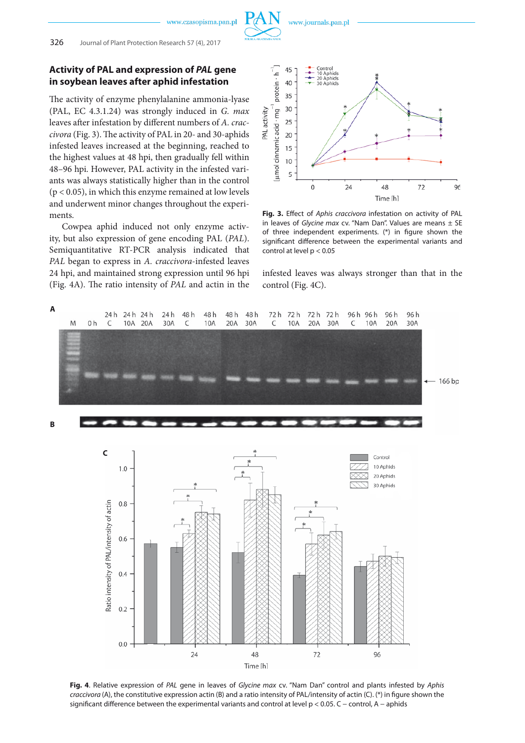### Activity of PAL and expression of *PAL* gene in soybean leaves after aphid infestation

The activity of enzyme phenylalanine ammonia-lyase (PAL, EC 4.3.1.24) was strongly induced in *G. max* leaves after infestation by different numbers of *A. craccivora* (Fig. 3). The activity of PAL in 20- and 30-aphids infested leaves increased at the beginning, reached to the highest values at 48 hpi, then gradually fell within 48–96 hpi. However, PAL activity in the infested variants was always statistically higher than in the control ($p < 0.05$), in which this enzyme remained at low levels and underwent minor changes throughout the experiments.

Cowpea aphid induced not only enzyme activity, but also expression of gene encoding PAL (*PAL*). Semiquantitative RT-PCR analysis indicated that *PAL* began to express in *A. craccivora*-infested leaves 24 hpi, and maintained strong expression until 96 hpi (Fig. 4A). The ratio intensity of *PAL* and actin in the infested leaves was always stronger than that in the control (Fig. 4C).

**Fig. 3.** Effect of *Aphis craccivora* infestation on activity of PAL in leaves of *Glycine max* cv. "Nam Dan". Values are means ± SE of three independent experiments. (*) in figure shown the significant difference between the experimental variants and control at level $p < 0.05$

**Fig. 4**. Relative expression of *PAL* gene in leaves of *Glycine max* cv. "Nam Dan" control and plants infested by *Aphis craccivora* (A), the constitutive expression actin (B) and a ratio intensity of PAL/intensity of actin (C). (*) in figure shown the significant difference between the experimental variants and control at level $p < 0.05$. C – control, A – aphids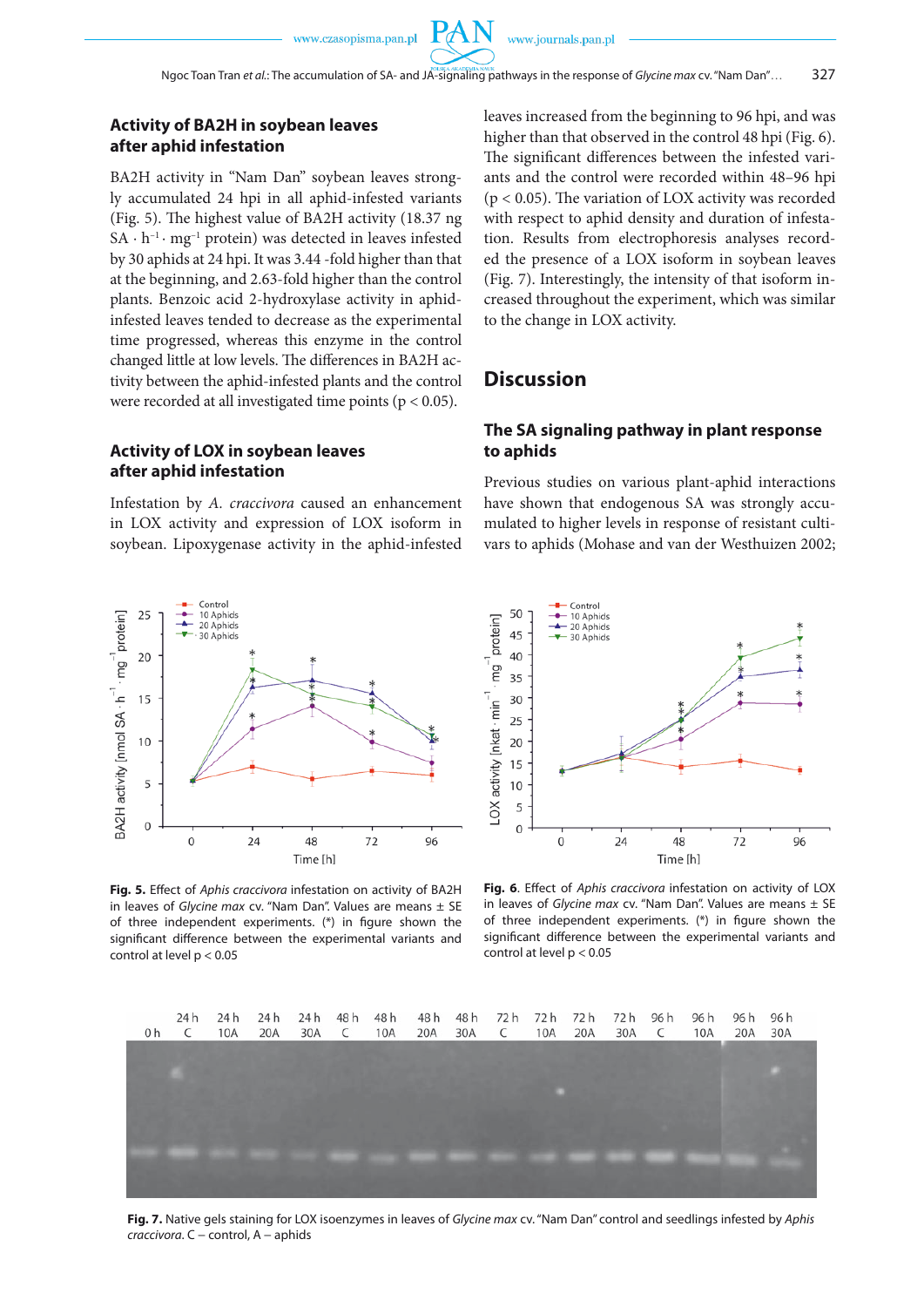### Activity of BA2H in soybean leaves after aphid infestation

BA2H activity in "Nam Dan" soybean leaves strongly accumulated 24 hpi in all aphid-infested variants (Fig. 5). The highest value of BA2H activity (18.37 ng SA $\cdot$ h$^{-1}$ $\cdot$ mg$^{-1}$ protein) was detected in leaves infested by 30 aphids at 24 hpi. It was 3.44 -fold higher than that at the beginning, and 2.63-fold higher than the control plants. Benzoic acid 2-hydroxylase activity in aphid-infested leaves tended to decrease as the experimental time progressed, whereas this enzyme in the control changed little at low levels. The differences in BA2H activity between the aphid-infested plants and the control were recorded at all investigated time points ($p < 0.05$).

### Activity of LOX in soybean leaves after aphid infestation

Infestation by *A. craccivora* caused an enhancement in LOX activity and expression of LOX isoform in soybean. Lipoxygenase activity in the aphid-infested leaves increased from the beginning to 96 hpi, and was higher than that observed in the control 48 hpi (Fig. 6). The significant differences between the infested variants and the control were recorded within 48–96 hpi ($p < 0.05$). The variation of LOX activity was recorded with respect to aphid density and duration of infestation. Results from electrophoresis analyses recorded the presence of a LOX isoform in soybean leaves (Fig. 7). Interestingly, the intensity of that isoform increased throughout the experiment, which was similar to the change in LOX activity.

## Discussion

### The SA signaling pathway in plant response to aphids

Previous studies on various plant-aphid interactions have shown that endogenous SA was strongly accumulated to higher levels in response of resistant cultivars to aphids (Mohase and van der Westhuizen 2002;

**Fig. 5.** Effect of *Aphis craccivora* infestation on activity of BA2H in leaves of *Glycine max* cv. "Nam Dan". Values are means ± SE of three independent experiments. (*) in figure shown the significant difference between the experimental variants and control at level $p < 0.05$

**Fig. 6**. Effect of *Aphis craccivora* infestation on activity of LOX in leaves of *Glycine max* cv. "Nam Dan". Values are means ± SE of three independent experiments. (*) in figure shown the significant difference between the experimental variants and control at level $p < 0.05$

**Fig. 7.** Native gels staining for LOX isoenzymes in leaves of *Glycine max* cv. "Nam Dan" control and seedlings infested by *Aphis craccivora*. C – control, A – aphids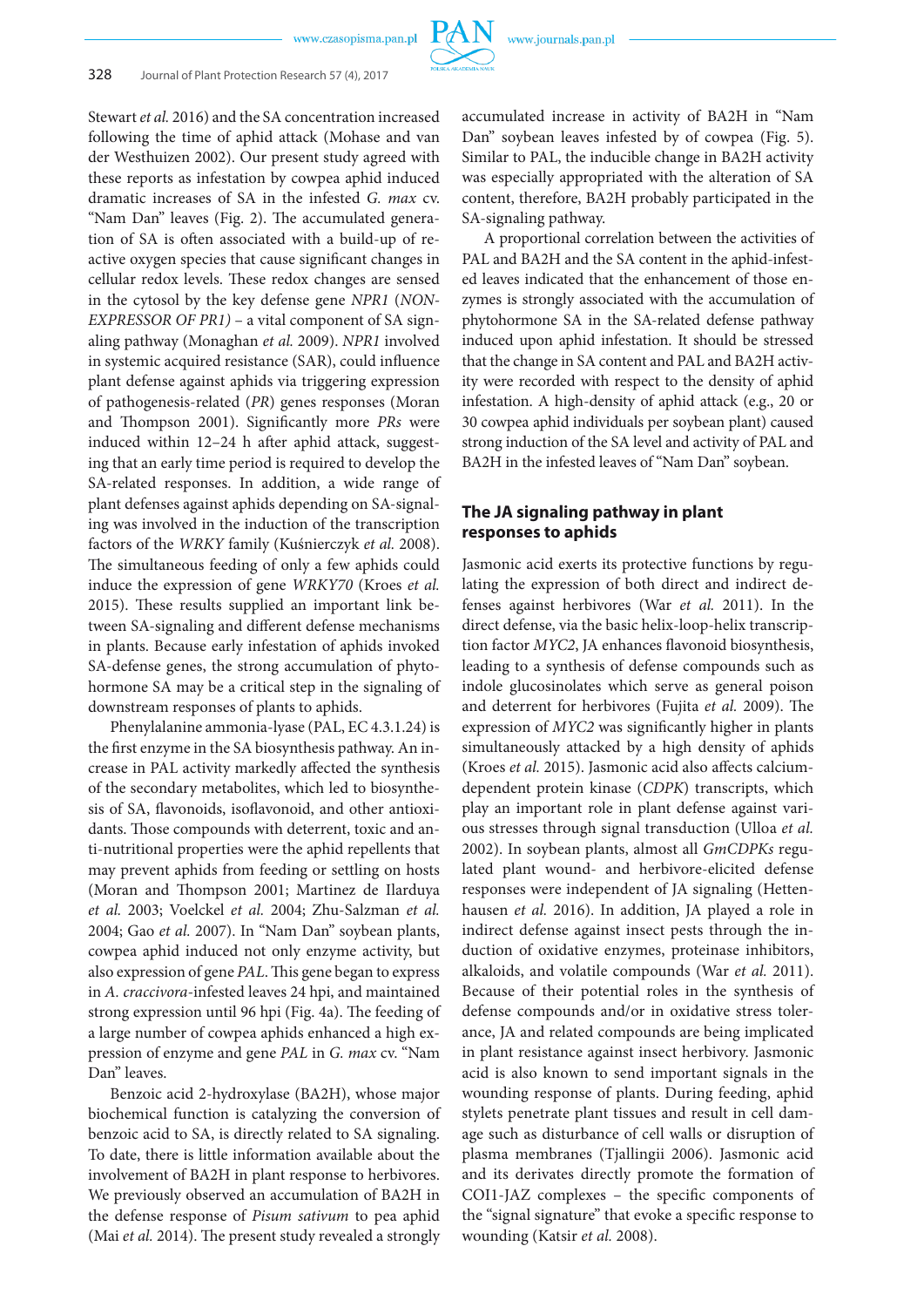Stewart *et al.* 2016) and the SA concentration increased following the time of aphid attack (Mohase and van der Westhuizen 2002). Our present study agreed with these reports as infestation by cowpea aphid induced dramatic increases of SA in the infested *G. max* cv. "Nam Dan" leaves (Fig. 2). The accumulated generation of SA is often associated with a build-up of reactive oxygen species that cause significant changes in cellular redox levels. These redox changes are sensed in the cytosol by the key defense gene *NPR1* (*NON-EXPRESSOR OF PR1)* – a vital component of SA signaling pathway (Monaghan *et al.* 2009). *NPR1* involved in systemic acquired resistance (SAR), could influence plant defense against aphids via triggering expression of pathogenesis-related (*PR*) genes responses (Moran and Thompson 2001). Significantly more *PRs* were induced within 12–24 h after aphid attack, suggesting that an early time period is required to develop the SA-related responses. In addition, a wide range of plant defenses against aphids depending on SA-signaling was involved in the induction of the transcription factors of the *WRKY* family (Kuśnierczyk *et al.* 2008). The simultaneous feeding of only a few aphids could induce the expression of gene *WRKY70* (Kroes *et al.* 2015). These results supplied an important link between SA-signaling and different defense mechanisms in plants. Because early infestation of aphids invoked SA-defense genes, the strong accumulation of phytohormone SA may be a critical step in the signaling of downstream responses of plants to aphids.

Phenylalanine ammonia-lyase (PAL, EC 4.3.1.24) is the first enzyme in the SA biosynthesis pathway. An increase in PAL activity markedly affected the synthesis of the secondary metabolites, which led to biosynthesis of SA, flavonoids, isoflavonoid, and other antioxidants. Those compounds with deterrent, toxic and anti-nutritional properties were the aphid repellents that may prevent aphids from feeding or settling on hosts (Moran and Thompson 2001; Martinez de Ilarduya *et al.* 2003; Voelckel *et al.* 2004; Zhu-Salzman *et al.* 2004; Gao *et al.* 2007). In "Nam Dan" soybean plants, cowpea aphid induced not only enzyme activity, but also expression of gene *PAL*. This gene began to express in *A. craccivora*-infested leaves 24 hpi, and maintained strong expression until 96 hpi (Fig. 4a). The feeding of a large number of cowpea aphids enhanced a high expression of enzyme and gene *PAL* in *G. max* cv. "Nam Dan" leaves.

Benzoic acid 2-hydroxylase (BA2H), whose major biochemical function is catalyzing the conversion of benzoic acid to SA, is directly related to SA signaling. To date, there is little information available about the involvement of BA2H in plant response to herbivores. We previously observed an accumulation of BA2H in the defense response of *Pisum sativum* to pea aphid (Mai *et al.* 2014). The present study revealed a strongly accumulated increase in activity of BA2H in "Nam Dan" soybean leaves infested by of cowpea (Fig. 5). Similar to PAL, the inducible change in BA2H activity was especially appropriated with the alteration of SA content, therefore, BA2H probably participated in the SA-signaling pathway.

A proportional correlation between the activities of PAL and BA2H and the SA content in the aphid-infested leaves indicated that the enhancement of those enzymes is strongly associated with the accumulation of phytohormone SA in the SA-related defense pathway induced upon aphid infestation. It should be stressed that the change in SA content and PAL and BA2H activity were recorded with respect to the density of aphid infestation. A high-density of aphid attack (e.g., 20 or 30 cowpea aphid individuals per soybean plant) caused strong induction of the SA level and activity of PAL and BA2H in the infested leaves of "Nam Dan" soybean.

## The JA signaling pathway in plant responses to aphids

Jasmonic acid exerts its protective functions by regulating the expression of both direct and indirect defenses against herbivores (War *et al.* 2011). In the direct defense, via the basic helix-loop-helix transcription factor *MYC2*, JA enhances flavonoid biosynthesis, leading to a synthesis of defense compounds such as indole glucosinolates which serve as general poison and deterrent for herbivores (Fujita *et al.* 2009). The expression of *MYC2* was significantly higher in plants simultaneously attacked by a high density of aphids (Kroes *et al.* 2015). Jasmonic acid also affects calcium-dependent protein kinase (*CDPK*) transcripts, which play an important role in plant defense against various stresses through signal transduction (Ulloa *et al.* 2002). In soybean plants, almost all *GmCDPKs* regulated plant wound- and herbivore-elicited defense responses were independent of JA signaling (Hettenhausen *et al.* 2016). In addition, JA played a role in indirect defense against insect pests through the induction of oxidative enzymes, proteinase inhibitors, alkaloids, and volatile compounds (War *et al.* 2011). Because of their potential roles in the synthesis of defense compounds and/or in oxidative stress tolerance, JA and related compounds are being implicated in plant resistance against insect herbivory. Jasmonic acid is also known to send important signals in the wounding response of plants. During feeding, aphid stylets penetrate plant tissues and result in cell damage such as disturbance of cell walls or disruption of plasma membranes (Tjallingii 2006). Jasmonic acid and its derivates directly promote the formation of COI1-JAZ complexes – the specific components of the "signal signature" that evoke a specific response to wounding (Katsir *et al.* 2008).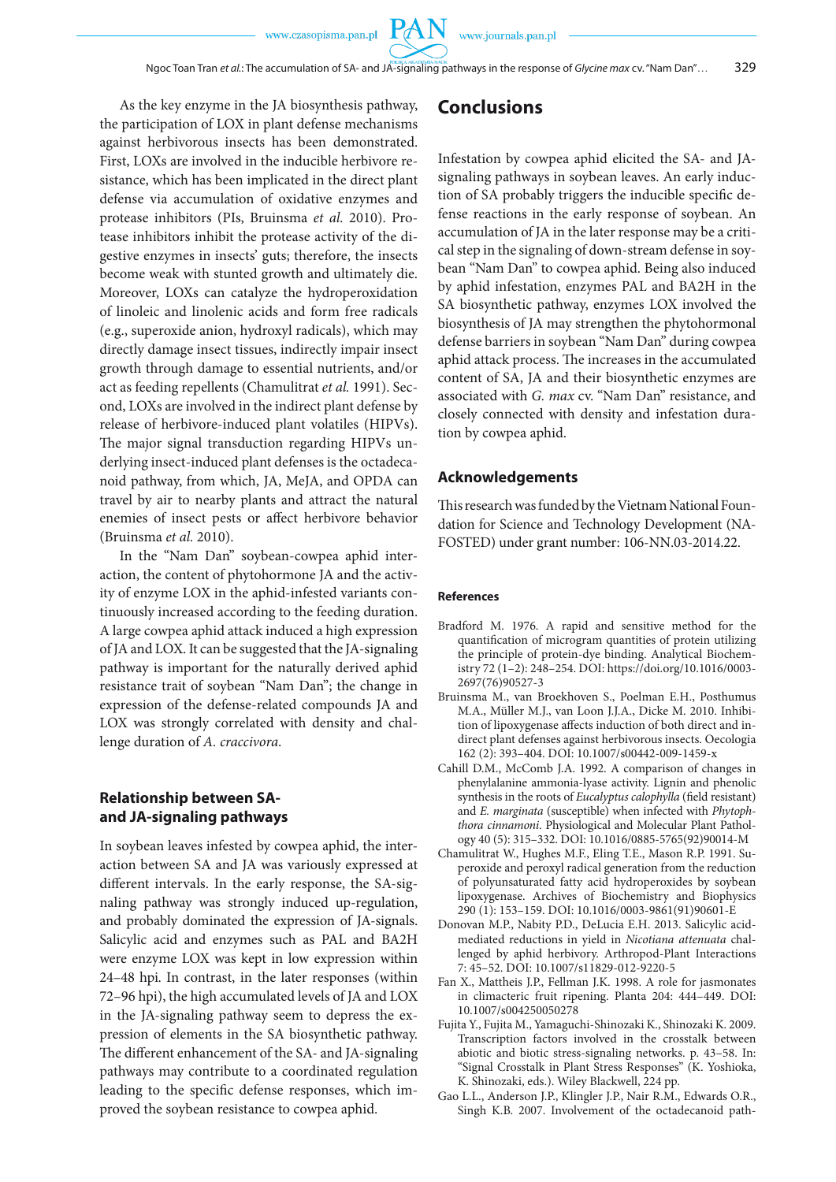As the key enzyme in the JA biosynthesis pathway, the participation of LOX in plant defense mechanisms against herbivorous insects has been demonstrated. First, LOXs are involved in the inducible herbivore resistance, which has been implicated in the direct plant defense via accumulation of oxidative enzymes and protease inhibitors (PIs, Bruinsma *et al.* 2010). Protease inhibitors inhibit the protease activity of the digestive enzymes in insects' guts; therefore, the insects become weak with stunted growth and ultimately die. Moreover, LOXs can catalyze the hydroperoxidation of linoleic and linolenic acids and form free radicals (e.g., superoxide anion, hydroxyl radicals), which may directly damage insect tissues, indirectly impair insect growth through damage to essential nutrients, and/or act as feeding repellents (Chamulitrat *et al.* 1991). Second, LOXs are involved in the indirect plant defense by release of herbivore-induced plant volatiles (HIPVs). The major signal transduction regarding HIPVs underlying insect-induced plant defenses is the octadecanoid pathway, from which, JA, MeJA, and OPDA can travel by air to nearby plants and attract the natural enemies of insect pests or affect herbivore behavior (Bruinsma *et al.* 2010).

In the "Nam Dan" soybean-cowpea aphid interaction, the content of phytohormone JA and the activity of enzyme LOX in the aphid-infested variants continuously increased according to the feeding duration. A large cowpea aphid attack induced a high expression of JA and LOX. It can be suggested that the JA-signaling pathway is important for the naturally derived aphid resistance trait of soybean "Nam Dan"; the change in expression of the defense-related compounds JA and LOX was strongly correlated with density and challenge duration of *A. craccivora*.

## Relationship between SA- and JA-signaling pathways

In soybean leaves infested by cowpea aphid, the interaction between SA and JA was variously expressed at different intervals. In the early response, the SA-signaling pathway was strongly induced up-regulation, and probably dominated the expression of JA-signals. Salicylic acid and enzymes such as PAL and BA2H were enzyme LOX was kept in low expression within 24–48 hpi. In contrast, in the later responses (within 72–96 hpi), the high accumulated levels of JA and LOX in the JA-signaling pathway seem to depress the expression of elements in the SA biosynthetic pathway. The different enhancement of the SA- and JA-signaling pathways may contribute to a coordinated regulation leading to the specific defense responses, which improved the soybean resistance to cowpea aphid.

## Conclusions

Infestation by cowpea aphid elicited the SA- and JA-signaling pathways in soybean leaves. An early induction of SA probably triggers the inducible specific defense reactions in the early response of soybean. An accumulation of JA in the later response may be a critical step in the signaling of down-stream defense in soybean "Nam Dan" to cowpea aphid. Being also induced by aphid infestation, enzymes PAL and BA2H in the SA biosynthetic pathway, enzymes LOX involved the biosynthesis of JA may strengthen the phytohormonal defense barriers in soybean "Nam Dan" during cowpea aphid attack process. The increases in the accumulated content of SA, JA and their biosynthetic enzymes are associated with *G. max* cv. "Nam Dan" resistance, and closely connected with density and infestation duration by cowpea aphid.

## Acknowledgements

This research was funded by the Vietnam National Foundation for Science and Technology Development (NAFOSTED) under grant number: 106-NN.03-2014.22.

### References

Bradford M. 1976. A rapid and sensitive method for the quantification of microgram quantities of protein utilizing the principle of protein-dye binding. Analytical Biochemistry 72 (1–2): 248–254. DOI: https://doi.org/10.1016/0003-2697(76)90527-3

Bruinsma M., van Broekhoven S., Poelman E.H., Posthumus M.A., Müller M.J., van Loon J.J.A., Dicke M. 2010. Inhibition of lipoxygenase affects induction of both direct and indirect plant defenses against herbivorous insects. Oecologia 162 (2): 393–404. DOI: 10.1007/s00442-009-1459-x

Cahill D.M., McComb J.A. 1992. A comparison of changes in phenylalanine ammonia-lyase activity. Lignin and phenolic synthesis in the roots of *Eucalyptus calophylla* (field resistant) and *E. marginata* (susceptible) when infected with *Phytophthora cinnamoni*. Physiological and Molecular Plant Pathology 40 (5): 315–332. DOI: 10.1016/0885-5765(92)90014-M

Chamulitrat W., Hughes M.F., Eling T.E., Mason R.P. 1991. Superoxide and peroxyl radical generation from the reduction of polyunsaturated fatty acid hydroperoxides by soybean lipoxygenase. Archives of Biochemistry and Biophysics 290 (1): 153–159. DOI: 10.1016/0003-9861(91)90601-E

Donovan M.P., Nabity P.D., DeLucia E.H. 2013. Salicylic acid-mediated reductions in yield in *Nicotiana attenuata* challenged by aphid herbivory. Arthropod-Plant Interactions 7: 45–52. DOI: 10.1007/s11829-012-9220-5

Fan X., Mattheis J.P., Fellman J.K. 1998. A role for jasmonates in climacteric fruit ripening. Planta 204: 444–449. DOI: 10.1007/s004250050278

Fujita Y., Fujita M., Yamaguchi-Shinozaki K., Shinozaki K. 2009. Transcription factors involved in the crosstalk between abiotic and biotic stress-signaling networks. p. 43–58. In: "Signal Crosstalk in Plant Stress Responses" (K. Yoshioka, K. Shinozaki, eds.). Wiley Blackwell, 224 pp.

Gao L.L., Anderson J.P., Klingler J.P., Nair R.M., Edwards O.R., Singh K.B. 2007. Involvement of the octadecanoid path-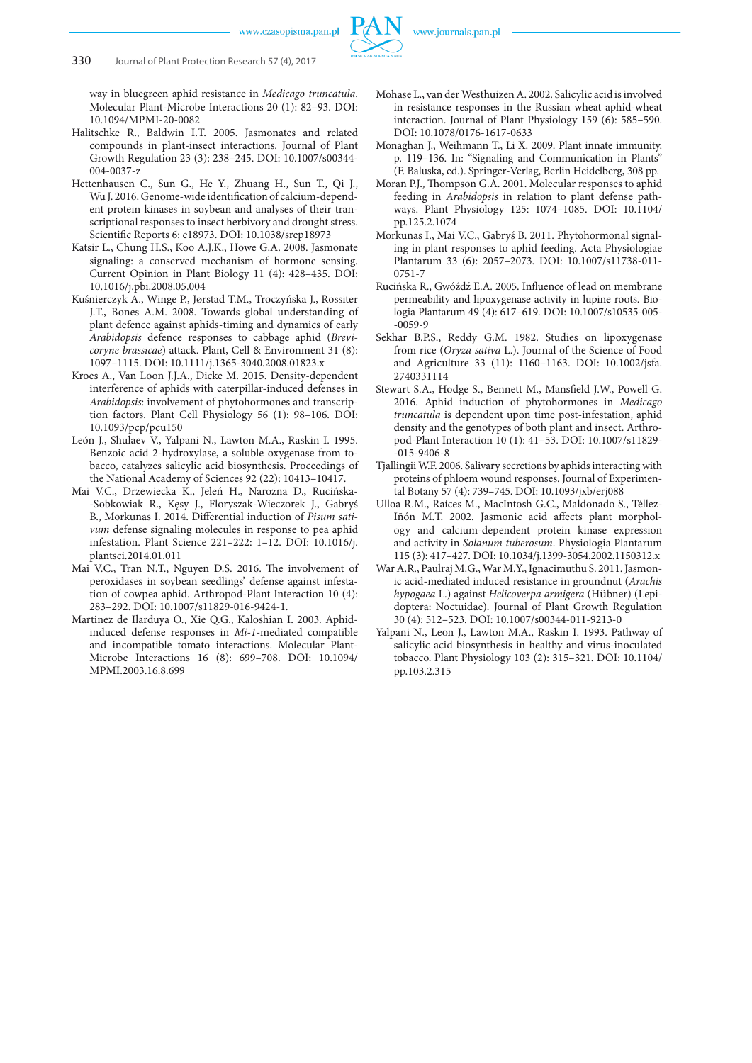way in bluegreen aphid resistance in *Medicago truncatula*. Molecular Plant-Microbe Interactions 20 (1): 82–93. DOI: 10.1094/MPMI-20-0082

Halitschke R., Baldwin I.T. 2005. Jasmonates and related compounds in plant-insect interactions. Journal of Plant Growth Regulation 23 (3): 238–245. DOI: 10.1007/s00344-004-0037-z

Hettenhausen C., Sun G., He Y., Zhuang H., Sun T., Qi J., Wu J. 2016. Genome-wide identification of calcium-dependent protein kinases in soybean and analyses of their transcriptional responses to insect herbivory and drought stress. Scientific Reports 6: e18973. DOI: 10.1038/srep18973

Katsir L., Chung H.S., Koo A.J.K., Howe G.A. 2008. Jasmonate signaling: a conserved mechanism of hormone sensing. Current Opinion in Plant Biology 11 (4): 428–435. DOI: 10.1016/j.pbi.2008.05.004

Kuśnierczyk A., Winge P., Jørstad T.M., Troczyńska J., Rossiter J.T., Bones A.M. 2008. Towards global understanding of plant defence against aphids-timing and dynamics of early *Arabidopsis* defence responses to cabbage aphid (*Brevicoryne brassicae*) attack. Plant, Cell & Environment 31 (8): 1097–1115. DOI: 10.1111/j.1365-3040.2008.01823.x

Kroes A., Van Loon J.J.A., Dicke M. 2015. Density-dependent interference of aphids with caterpillar-induced defenses in *Arabidopsis*: involvement of phytohormones and transcription factors. Plant Cell Physiology 56 (1): 98–106. DOI: 10.1093/pcp/pcu150

León J., Shulaev V., Yalpani N., Lawton M.A., Raskin I. 1995. Benzoic acid 2-hydroxylase, a soluble oxygenase from tobacco, catalyzes salicylic acid biosynthesis. Proceedings of the National Academy of Sciences 92 (22): 10413–10417.

Mai V.C., Drzewiecka K., Jeleń H., Narożna D., Rucińska-Sobkowiak R., Kęsy J., Floryszak-Wieczorek J., Gabryś B., Morkunas I. 2014. Differential induction of *Pisum sativum* defense signaling molecules in response to pea aphid infestation. Plant Science 221–222: 1–12. DOI: 10.1016/j.plantsci.2014.01.011

Mai V.C., Tran N.T., Nguyen D.S. 2016. The involvement of peroxidases in soybean seedlings' defense against infestation of cowpea aphid. Arthropod-Plant Interaction 10 (4): 283–292. DOI: 10.1007/s11829-016-9424-1.

Martinez de Ilarduya O., Xie Q.G., Kaloshian I. 2003. Aphid-induced defense responses in *Mi-1*-mediated compatible and incompatible tomato interactions. Molecular Plant-Microbe Interactions 16 (8): 699–708. DOI: 10.1094/MPMI.2003.16.8.699

Mohase L., van der Westhuizen A. 2002. Salicylic acid is involved in resistance responses in the Russian wheat aphid-wheat interaction. Journal of Plant Physiology 159 (6): 585–590. DOI: 10.1078/0176-1617-0633

Monaghan J., Weihmann T., Li X. 2009. Plant innate immunity. p. 119–136. In: "Signaling and Communication in Plants" (F. Baluska, ed.). Springer-Verlag, Berlin Heidelberg, 308 pp.

Moran P.J., Thompson G.A. 2001. Molecular responses to aphid feeding in *Arabidopsis* in relation to plant defense pathways. Plant Physiology 125: 1074–1085. DOI: 10.1104/pp.125.2.1074

Morkunas I., Mai V.C., Gabryś B. 2011. Phytohormonal signaling in plant responses to aphid feeding. Acta Physiologiae Plantarum 33 (6): 2057–2073. DOI: 10.1007/s11738-011-0751-7

Rucińska R., Gwóźdź E.A. 2005. Influence of lead on membrane permeability and lipoxygenase activity in lupine roots. Biologia Plantarum 49 (4): 617–619. DOI: 10.1007/s10535-005-0059-9

Sekhar B.P.S., Reddy G.M. 1982. Studies on lipoxygenase from rice (*Oryza sativa* L.). Journal of the Science of Food and Agriculture 33 (11): 1160–1163. DOI: 10.1002/jsfa.2740331114

Stewart S.A., Hodge S., Bennett M., Mansfield J.W., Powell G. 2016. Aphid induction of phytohormones in *Medicago truncatula* is dependent upon time post-infestation, aphid density and the genotypes of both plant and insect. Arthropod-Plant Interaction 10 (1): 41–53. DOI: 10.1007/s11829-015-9406-8

Tjallingii W.F. 2006. Salivary secretions by aphids interacting with proteins of phloem wound responses. Journal of Experimental Botany 57 (4): 739–745. DOI: 10.1093/jxb/erj088

Ulloa R.M., Raíces M., MacIntosh G.C., Maldonado S., Téllez-Iñón M.T. 2002. Jasmonic acid affects plant morphology and calcium-dependent protein kinase expression and activity in *Solanum tuberosum*. Physiologia Plantarum 115 (3): 417–427. DOI: 10.1034/j.1399-3054.2002.1150312.x

War A.R., Paulraj M.G., War M.Y., Ignacimuthu S. 2011. Jasmonic acid-mediated induced resistance in groundnut (*Arachis hypogaea* L.) against *Helicoverpa armigera* (Hübner) (Lepidoptera: Noctuidae). Journal of Plant Growth Regulation 30 (4): 512–523. DOI: 10.1007/s00344-011-9213-0

Yalpani N., Leon J., Lawton M.A., Raskin I. 1993. Pathway of salicylic acid biosynthesis in healthy and virus-inoculated tobacco. Plant Physiology 103 (2): 315–321. DOI: 10.1104/pp.103.2.315